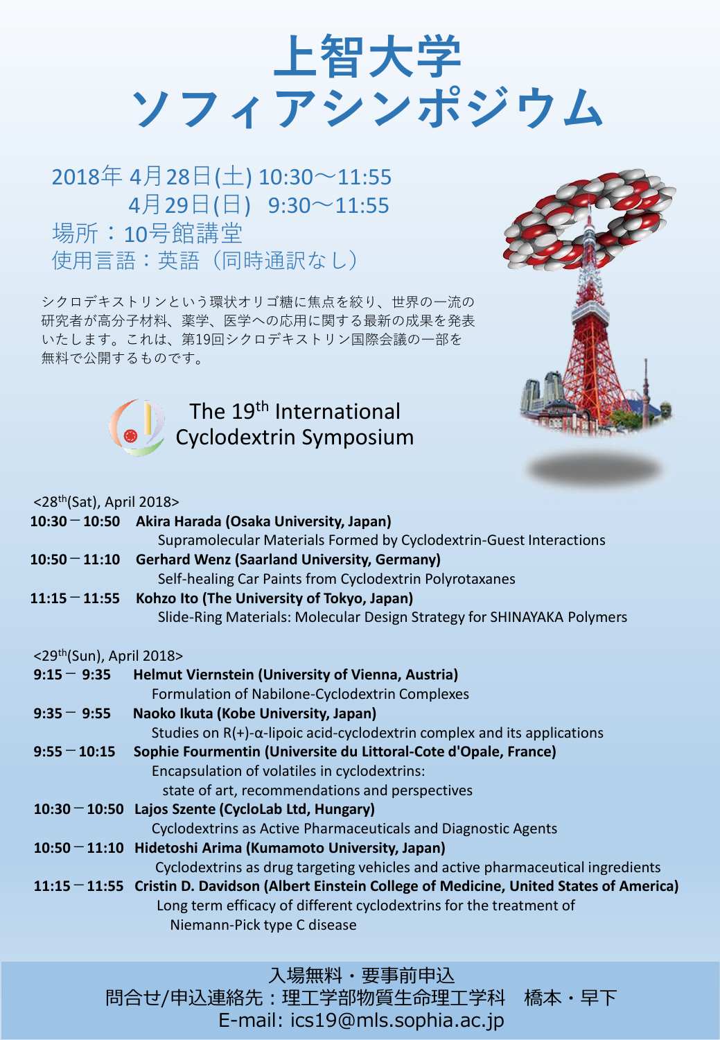# 上智大学
# ソフィアシンポジウム

2018年 4月28日(土) 10:30～11:55
4月29日(日) 9:30～11:55
場所：10号館講堂
使用言語：英語（同時通訳なし）

シクロデキストリンという環状オリゴ糖に焦点を絞り、世界の一流の研究者が高分子材料、薬学、医学への応用に関する最新の成果を発表いたします。これは、第19回シクロデキストリン国際会議の一部を無料で公開するものです。

## The 19th International Cyclodextrin Symposium

<28th(Sat), April 2018>

**10:30－10:50 Akira Harada (Osaka University, Japan)**
Supramolecular Materials Formed by Cyclodextrin-Guest Interactions

**10:50－11:10 Gerhard Wenz (Saarland University, Germany)**
Self-healing Car Paints from Cyclodextrin Polyrotaxanes

**11:15－11:55 Kohzo Ito (The University of Tokyo, Japan)**
Slide-Ring Materials: Molecular Design Strategy for SHINAYAKA Polymers

<29th(Sun), April 2018>

**9:15－ 9:35 Helmut Viernstein (University of Vienna, Austria)**
Formulation of Nabilone-Cyclodextrin Complexes

**9:35－ 9:55 Naoko Ikuta (Kobe University, Japan)**
Studies on R(+)-α-lipoic acid-cyclodextrin complex and its applications

**9:55－10:15 Sophie Fourmentin (Universite du Littoral-Cote d'Opale, France)**
Encapsulation of volatiles in cyclodextrins:
state of art, recommendations and perspectives

**10:30－10:50 Lajos Szente (CycloLab Ltd, Hungary)**
Cyclodextrins as Active Pharmaceuticals and Diagnostic Agents

**10:50－11:10 Hidetoshi Arima (Kumamoto University, Japan)**
Cyclodextrins as drug targeting vehicles and active pharmaceutical ingredients

**11:15－11:55 Cristin D. Davidson (Albert Einstein College of Medicine, United States of America)**
Long term efficacy of different cyclodextrins for the treatment of
Niemann-Pick type C disease

入場無料・要事前申込
問合せ/申込連絡先：理工学部物質生命理工学科　橋本・早下
E-mail: ics19@mls.sophia.ac.jp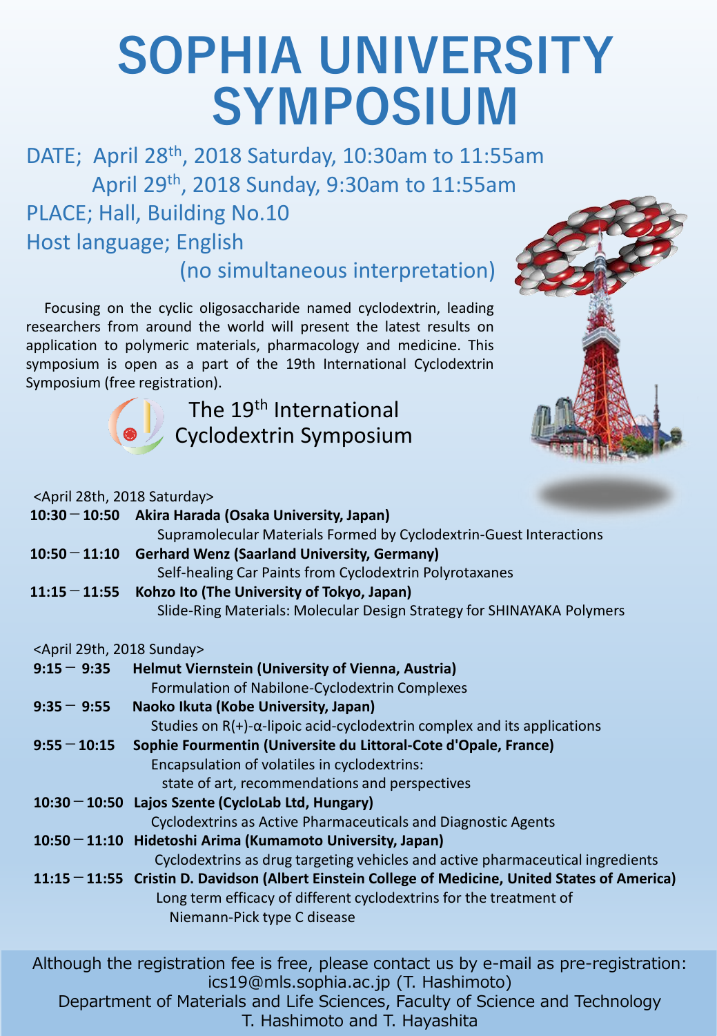# SOPHIA UNIVERSITY SYMPOSIUM

DATE; April 28th, 2018 Saturday, 10:30am to 11:55am
April 29th, 2018 Sunday, 9:30am to 11:55am
PLACE; Hall, Building No.10
Host language; English
(no simultaneous interpretation)

Focusing on the cyclic oligosaccharide named cyclodextrin, leading researchers from around the world will present the latest results on application to polymeric materials, pharmacology and medicine. This symposium is open as a part of the 19th International Cyclodextrin Symposium (free registration).

The 19th International Cyclodextrin Symposium

<April 28th, 2018 Saturday>

**10:30－10:50 Akira Harada (Osaka University, Japan)**
Supramolecular Materials Formed by Cyclodextrin-Guest Interactions

**10:50－11:10 Gerhard Wenz (Saarland University, Germany)**
Self-healing Car Paints from Cyclodextrin Polyrotaxanes

**11:15－11:55 Kohzo Ito (The University of Tokyo, Japan)**
Slide-Ring Materials: Molecular Design Strategy for SHINAYAKA Polymers

<April 29th, 2018 Sunday>

**9:15－ 9:35 Helmut Viernstein (University of Vienna, Austria)**
Formulation of Nabilone-Cyclodextrin Complexes

**9:35－ 9:55 Naoko Ikuta (Kobe University, Japan)**
Studies on R(+)-α-lipoic acid-cyclodextrin complex and its applications

**9:55－10:15 Sophie Fourmentin (Universite du Littoral-Cote d'Opale, France)**
Encapsulation of volatiles in cyclodextrins:
state of art, recommendations and perspectives

**10:30－10:50 Lajos Szente (CycloLab Ltd, Hungary)**
Cyclodextrins as Active Pharmaceuticals and Diagnostic Agents

**10:50－11:10 Hidetoshi Arima (Kumamoto University, Japan)**
Cyclodextrins as drug targeting vehicles and active pharmaceutical ingredients

**11:15－11:55 Cristin D. Davidson (Albert Einstein College of Medicine, United States of America)**
Long term efficacy of different cyclodextrins for the treatment of
Niemann-Pick type C disease

Although the registration fee is free, please contact us by e-mail as pre-registration:
ics19@mls.sophia.ac.jp (T. Hashimoto)
Department of Materials and Life Sciences, Faculty of Science and Technology
T. Hashimoto and T. Hayashita